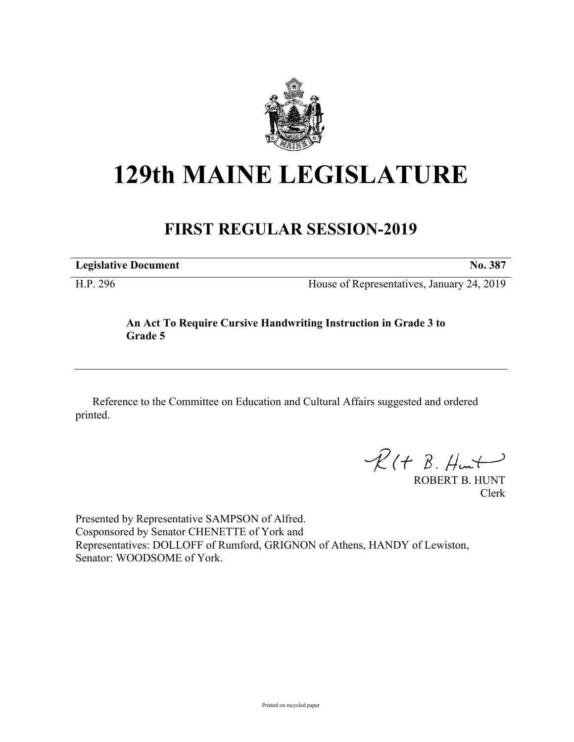# 129th MAINE LEGISLATURE

## FIRST REGULAR SESSION-2019

| **Legislative Document** | **No. 387** |
|---|---|
| H.P. 296 | House of Representatives, January 24, 2019 |

**An Act To Require Cursive Handwriting Instruction in Grade 3 to Grade 5**

Reference to the Committee on Education and Cultural Affairs suggested and ordered printed.

ROBERT B. HUNT
Clerk

Presented by Representative SAMPSON of Alfred.
Cosponsored by Senator CHENETTE of York and
Representatives: DOLLOFF of Rumford, GRIGNON of Athens, HANDY of Lewiston, Senator: WOODSOME of York.

Printed on recycled paper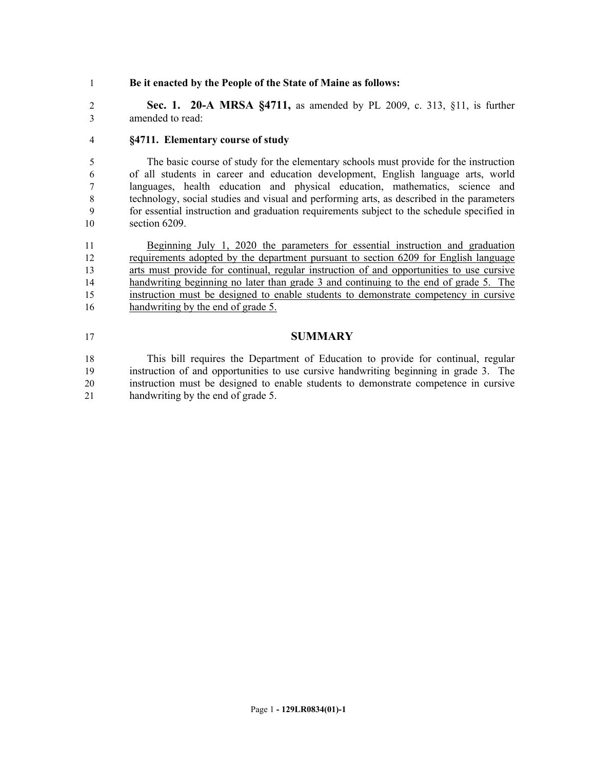**Be it enacted by the People of the State of Maine as follows:**

**Sec. 1. 20-A MRSA §4711,** as amended by PL 2009, c. 313, §11, is further amended to read:

**§4711. Elementary course of study**

The basic course of study for the elementary schools must provide for the instruction of all students in career and education development, English language arts, world languages, health education and physical education, mathematics, science and technology, social studies and visual and performing arts, as described in the parameters for essential instruction and graduation requirements subject to the schedule specified in section 6209.

<u>Beginning July 1, 2020 the parameters for essential instruction and graduation requirements adopted by the department pursuant to section 6209 for English language arts must provide for continual, regular instruction of and opportunities to use cursive handwriting beginning no later than grade 3 and continuing to the end of grade 5. The instruction must be designed to enable students to demonstrate competency in cursive handwriting by the end of grade 5.</u>

## SUMMARY

This bill requires the Department of Education to provide for continual, regular instruction of and opportunities to use cursive handwriting beginning in grade 3. The instruction must be designed to enable students to demonstrate competence in cursive handwriting by the end of grade 5.